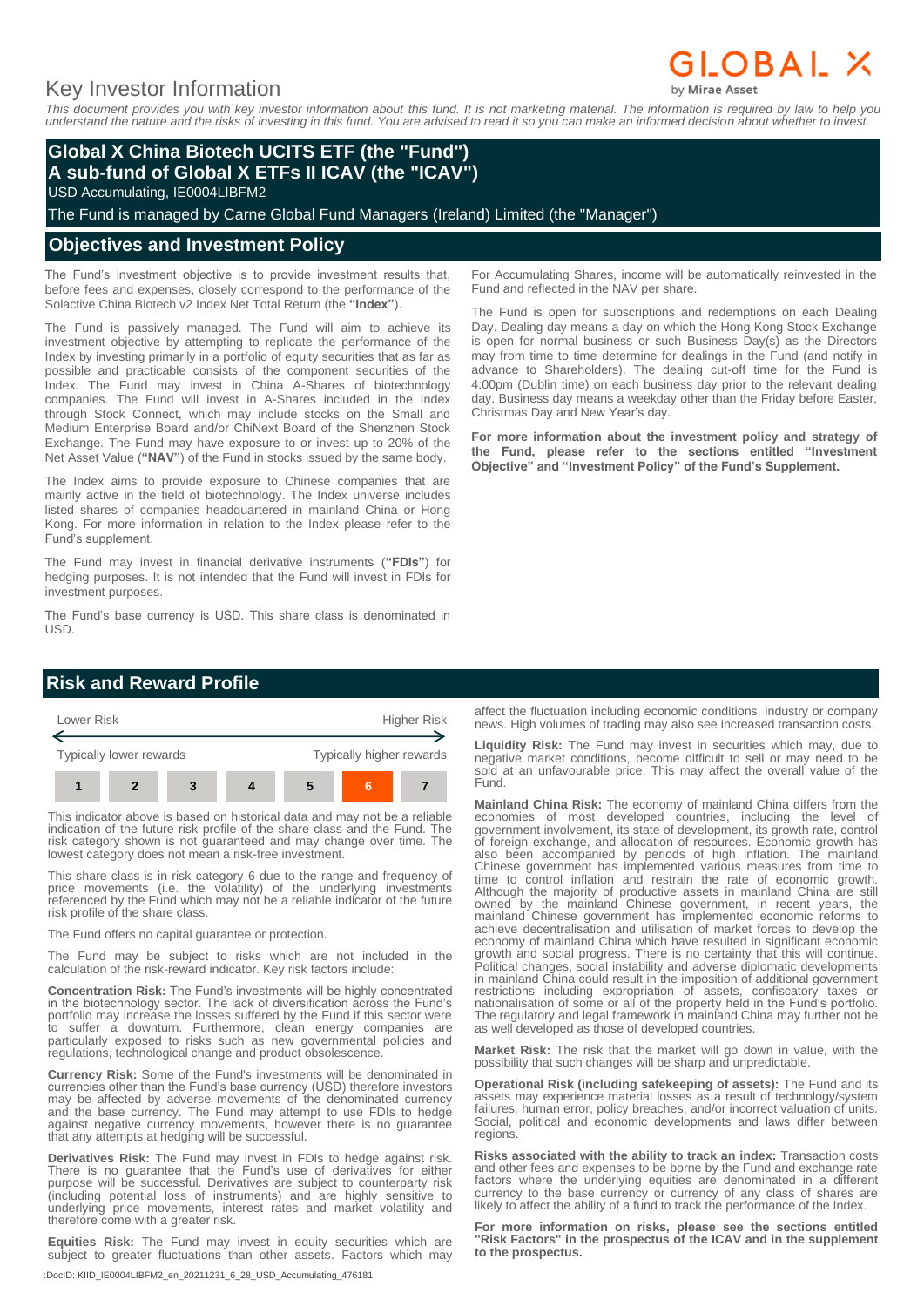# Key Investor Information

GLOBAL X by Mirae Asset

*This document provides you with key investor information about this fund. It is not marketing material. The information is required by law to help you understand the nature and the risks of investing in this fund. You are advised to read it so you can make an informed decision about whether to invest.*

## Global X China Biotech UCITS ETF (the "Fund")
## A sub-fund of Global X ETFs II ICAV (the "ICAV")

USD Accumulating, IE0004LIBFM2

The Fund is managed by Carne Global Fund Managers (Ireland) Limited (the "Manager")

## Objectives and Investment Policy

The Fund's investment objective is to provide investment results that, before fees and expenses, closely correspond to the performance of the Solactive China Biotech v2 Index Net Total Return (the **"Index"**).

The Fund is passively managed. The Fund will aim to achieve its investment objective by attempting to replicate the performance of the Index by investing primarily in a portfolio of equity securities that as far as possible and practicable consists of the component securities of the Index. The Fund may invest in China A-Shares of biotechnology companies. The Fund will invest in A-Shares included in the Index through Stock Connect, which may include stocks on the Small and Medium Enterprise Board and/or ChiNext Board of the Shenzhen Stock Exchange. The Fund may have exposure to or invest up to 20% of the Net Asset Value (**"NAV"**) of the Fund in stocks issued by the same body.

The Index aims to provide exposure to Chinese companies that are mainly active in the field of biotechnology. The Index universe includes listed shares of companies headquartered in mainland China or Hong Kong. For more information in relation to the Index please refer to the Fund's supplement.

The Fund may invest in financial derivative instruments (**"FDIs"**) for hedging purposes. It is not intended that the Fund will invest in FDIs for investment purposes.

The Fund's base currency is USD. This share class is denominated in USD.

For Accumulating Shares, income will be automatically reinvested in the Fund and reflected in the NAV per share.

The Fund is open for subscriptions and redemptions on each Dealing Day. Dealing day means a day on which the Hong Kong Stock Exchange is open for normal business or such Business Day(s) as the Directors may from time to time determine for dealings in the Fund (and notify in advance to Shareholders). The dealing cut-off time for the Fund is 4:00pm (Dublin time) on each business day prior to the relevant dealing day. Business day means a weekday other than the Friday before Easter, Christmas Day and New Year's day.

**For more information about the investment policy and strategy of the Fund, please refer to the sections entitled "Investment Objective" and "Investment Policy" of the Fund's Supplement.**

## Risk and Reward Profile

| Lower Risk | | | | | | Higher Risk |
|---|---|---|---|---|---|---|
| Typically lower rewards | | | | | | Typically higher rewards |
| 1 | 2 | 3 | 4 | 5 | **6** | 7 |

This indicator above is based on historical data and may not be a reliable indication of the future risk profile of the share class and the Fund. The risk category shown is not guaranteed and may change over time. The lowest category does not mean a risk-free investment.

This share class is in risk category 6 due to the range and frequency of price movements (i.e. the volatility) of the underlying investments referenced by the Fund which may not be a reliable indicator of the future risk profile of the share class.

The Fund offers no capital guarantee or protection.

The Fund may be subject to risks which are not included in the calculation of the risk-reward indicator. Key risk factors include:

**Concentration Risk:** The Fund's investments will be highly concentrated in the biotechnology sector. The lack of diversification across the Fund's portfolio may increase the losses suffered by the Fund if this sector were to suffer a downturn. Furthermore, clean energy companies are particularly exposed to risks such as new governmental policies and regulations, technological change and product obsolescence.

**Currency Risk:** Some of the Fund's investments will be denominated in currencies other than the Fund's base currency (USD) therefore investors may be affected by adverse movements of the denominated currency and the base currency. The Fund may attempt to use FDIs to hedge against negative currency movements, however there is no guarantee that any attempts at hedging will be successful.

**Derivatives Risk:** The Fund may invest in FDIs to hedge against risk. There is no guarantee that the Fund's use of derivatives for either purpose will be successful. Derivatives are subject to counterparty risk (including potential loss of instruments) and are highly sensitive to underlying price movements, interest rates and market volatility and therefore come with a greater risk.

**Equities Risk:** The Fund may invest in equity securities which are subject to greater fluctuations than other assets. Factors which may affect the fluctuation including economic conditions, industry or company news. High volumes of trading may also see increased transaction costs.

**Liquidity Risk:** The Fund may invest in securities which may, due to negative market conditions, become difficult to sell or may need to be sold at an unfavourable price. This may affect the overall value of the Fund.

**Mainland China Risk:** The economy of mainland China differs from the economies of most developed countries, including the level of government involvement, its state of development, its growth rate, control of foreign exchange, and allocation of resources. Economic growth has also been accompanied by periods of high inflation. The mainland Chinese government has implemented various measures from time to time to control inflation and restrain the rate of economic growth. Although the majority of productive assets in mainland China are still owned by the mainland Chinese government, in recent years, the mainland Chinese government has implemented economic reforms to achieve decentralisation and utilisation of market forces to develop the economy of mainland China which have resulted in significant economic growth and social progress. There is no certainty that this will continue. Political changes, social instability and adverse diplomatic developments in mainland China could result in the imposition of additional government restrictions including expropriation of assets, confiscatory taxes or nationalisation of some or all of the property held in the Fund's portfolio. The regulatory and legal framework in mainland China may further not be as well developed as those of developed countries.

**Market Risk:** The risk that the market will go down in value, with the possibility that such changes will be sharp and unpredictable.

**Operational Risk (including safekeeping of assets):** The Fund and its assets may experience material losses as a result of technology/system failures, human error, policy breaches, and/or incorrect valuation of units. Social, political and economic developments and laws differ between regions.

**Risks associated with the ability to track an index:** Transaction costs and other fees and expenses to be borne by the Fund and exchange rate factors where the underlying equities are denominated in a different currency to the base currency or currency of any class of shares are likely to affect the ability of a fund to track the performance of the Index.

**For more information on risks, please see the sections entitled "Risk Factors" in the prospectus of the ICAV and in the supplement to the prospectus.**

:DocID: KIID_IE0004LIBFM2_en_20211231_6_28_USD_Accumulating_476181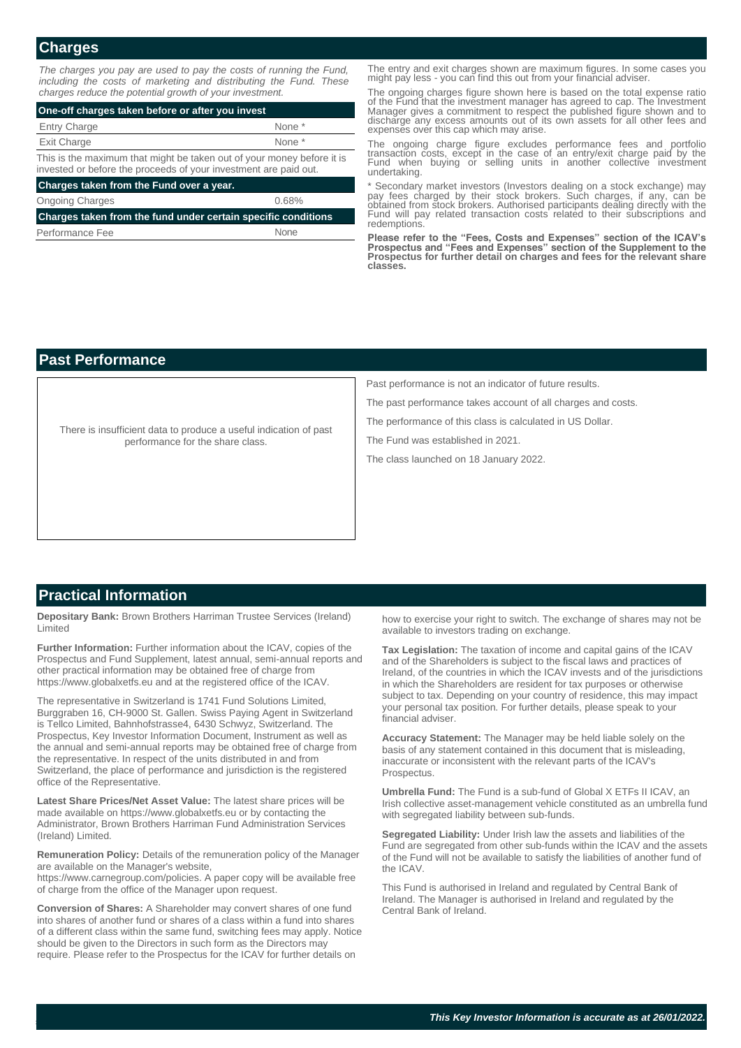## Charges

*The charges you pay are used to pay the costs of running the Fund, including the costs of marketing and distributing the Fund. These charges reduce the potential growth of your investment.*

| One-off charges taken before or after you invest | |
|---|---|
| Entry Charge | None * |
| Exit Charge | None * |

This is the maximum that might be taken out of your money before it is invested or before the proceeds of your investment are paid out.

| Charges taken from the Fund over a year. | |
|---|---|
| Ongoing Charges | 0.68% |
| **Charges taken from the fund under certain specific conditions** | |
| Performance Fee | None |

The entry and exit charges shown are maximum figures. In some cases you might pay less - you can find this out from your financial adviser.

The ongoing charges figure shown here is based on the total expense ratio of the Fund that the investment manager has agreed to cap. The Investment Manager gives a commitment to respect the published figure shown and to discharge any excess amounts out of its own assets for all other fees and expenses over this cap which may arise.

The ongoing charge figure excludes performance fees and portfolio transaction costs, except in the case of an entry/exit charge paid by the Fund when buying or selling units in another collective investment undertaking.

* Secondary market investors (Investors dealing on a stock exchange) may pay fees charged by their stock brokers. Such charges, if any, can be obtained from stock brokers. Authorised participants dealing directly with the Fund will pay related transaction costs related to their subscriptions and redemptions.

**Please refer to the "Fees, Costs and Expenses" section of the ICAV's Prospectus and "Fees and Expenses" section of the Supplement to the Prospectus for further detail on charges and fees for the relevant share classes.**

## Past Performance

There is insufficient data to produce a useful indication of past performance for the share class.

Past performance is not an indicator of future results.

The past performance takes account of all charges and costs.

The performance of this class is calculated in US Dollar.

The Fund was established in 2021.

The class launched on 18 January 2022.

## Practical Information

**Depositary Bank:** Brown Brothers Harriman Trustee Services (Ireland) Limited

**Further Information:** Further information about the ICAV, copies of the Prospectus and Fund Supplement, latest annual, semi-annual reports and other practical information may be obtained free of charge from https://www.globalxetfs.eu and at the registered office of the ICAV.

The representative in Switzerland is 1741 Fund Solutions Limited, Burggraben 16, CH-9000 St. Gallen. Swiss Paying Agent in Switzerland is Tellco Limited, Bahnhofstrasse4, 6430 Schwyz, Switzerland. The Prospectus, Key Investor Information Document, Instrument as well as the annual and semi-annual reports may be obtained free of charge from the representative. In respect of the units distributed in and from Switzerland, the place of performance and jurisdiction is the registered office of the Representative.

**Latest Share Prices/Net Asset Value:** The latest share prices will be made available on https://www.globalxetfs.eu or by contacting the Administrator, Brown Brothers Harriman Fund Administration Services (Ireland) Limited.

**Remuneration Policy:** Details of the remuneration policy of the Manager are available on the Manager's website,
https://www.carnegroup.com/policies. A paper copy will be available free of charge from the office of the Manager upon request.

**Conversion of Shares:** A Shareholder may convert shares of one fund into shares of another fund or shares of a class within a fund into shares of a different class within the same fund, switching fees may apply. Notice should be given to the Directors in such form as the Directors may require. Please refer to the Prospectus for the ICAV for further details on how to exercise your right to switch. The exchange of shares may not be available to investors trading on exchange.

**Tax Legislation:** The taxation of income and capital gains of the ICAV and of the Shareholders is subject to the fiscal laws and practices of Ireland, of the countries in which the ICAV invests and of the jurisdictions in which the Shareholders are resident for tax purposes or otherwise subject to tax. Depending on your country of residence, this may impact your personal tax position. For further details, please speak to your financial adviser.

**Accuracy Statement:** The Manager may be held liable solely on the basis of any statement contained in this document that is misleading, inaccurate or inconsistent with the relevant parts of the ICAV's Prospectus.

**Umbrella Fund:** The Fund is a sub-fund of Global X ETFs II ICAV, an Irish collective asset-management vehicle constituted as an umbrella fund with segregated liability between sub-funds.

**Segregated Liability:** Under Irish law the assets and liabilities of the Fund are segregated from other sub-funds within the ICAV and the assets of the Fund will not be available to satisfy the liabilities of another fund of the ICAV.

This Fund is authorised in Ireland and regulated by Central Bank of Ireland. The Manager is authorised in Ireland and regulated by the Central Bank of Ireland.

***This Key Investor Information is accurate as at 26/01/2022.***